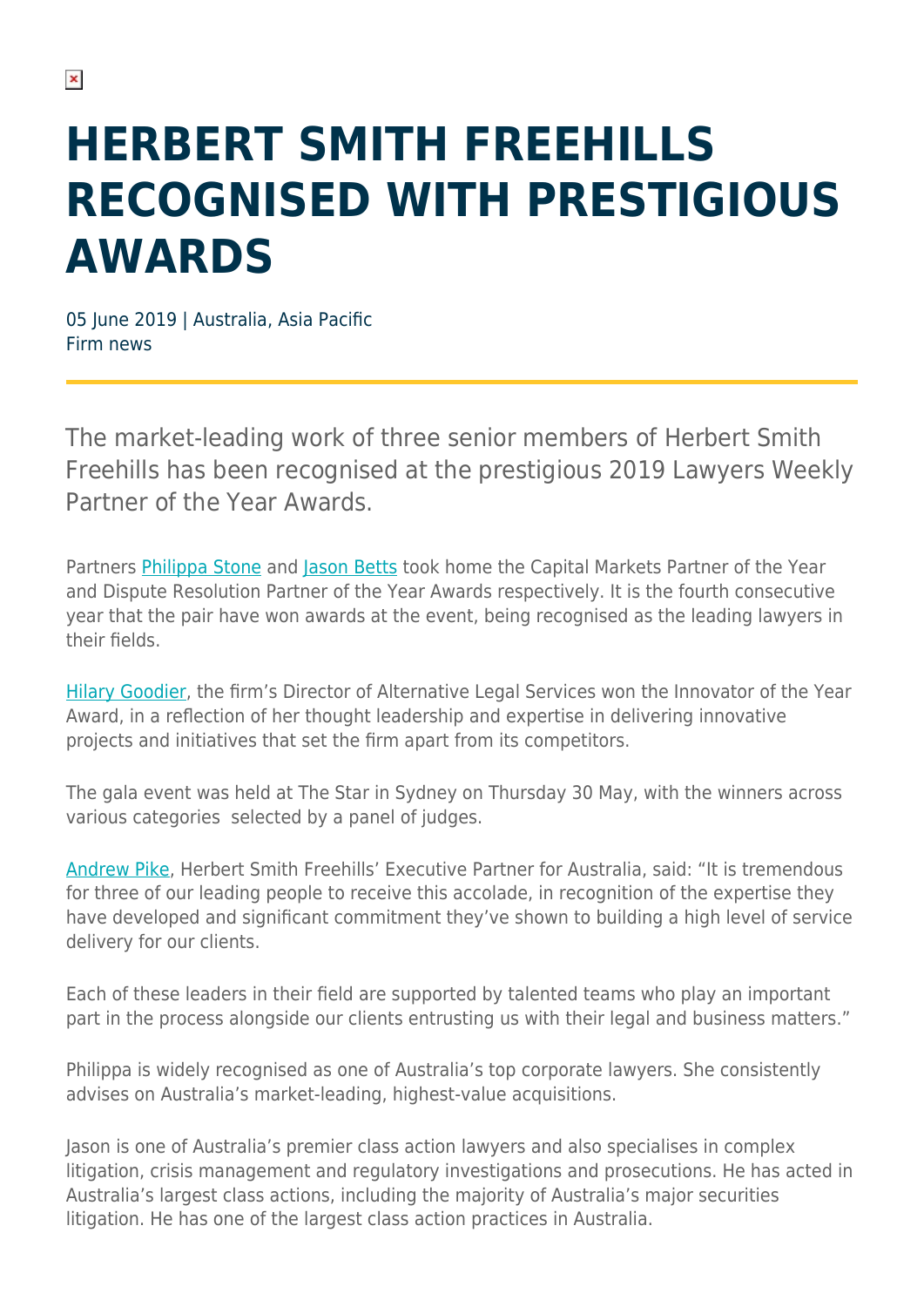# HERBERT SMITH FREEHILLS RECOGNISED WITH PRESTIGIOUS AWARDS

05 June 2019 | Australia, Asia Pacific
Firm news

The market-leading work of three senior members of Herbert Smith Freehills has been recognised at the prestigious 2019 Lawyers Weekly Partner of the Year Awards.

Partners Philippa Stone and Jason Betts took home the Capital Markets Partner of the Year and Dispute Resolution Partner of the Year Awards respectively. It is the fourth consecutive year that the pair have won awards at the event, being recognised as the leading lawyers in their fields.

Hilary Goodier, the firm's Director of Alternative Legal Services won the Innovator of the Year Award, in a reflection of her thought leadership and expertise in delivering innovative projects and initiatives that set the firm apart from its competitors.

The gala event was held at The Star in Sydney on Thursday 30 May, with the winners across various categories selected by a panel of judges.

Andrew Pike, Herbert Smith Freehills' Executive Partner for Australia, said: "It is tremendous for three of our leading people to receive this accolade, in recognition of the expertise they have developed and significant commitment they've shown to building a high level of service delivery for our clients.

Each of these leaders in their field are supported by talented teams who play an important part in the process alongside our clients entrusting us with their legal and business matters."

Philippa is widely recognised as one of Australia's top corporate lawyers. She consistently advises on Australia's market-leading, highest-value acquisitions.

Jason is one of Australia's premier class action lawyers and also specialises in complex litigation, crisis management and regulatory investigations and prosecutions. He has acted in Australia's largest class actions, including the majority of Australia's major securities litigation. He has one of the largest class action practices in Australia.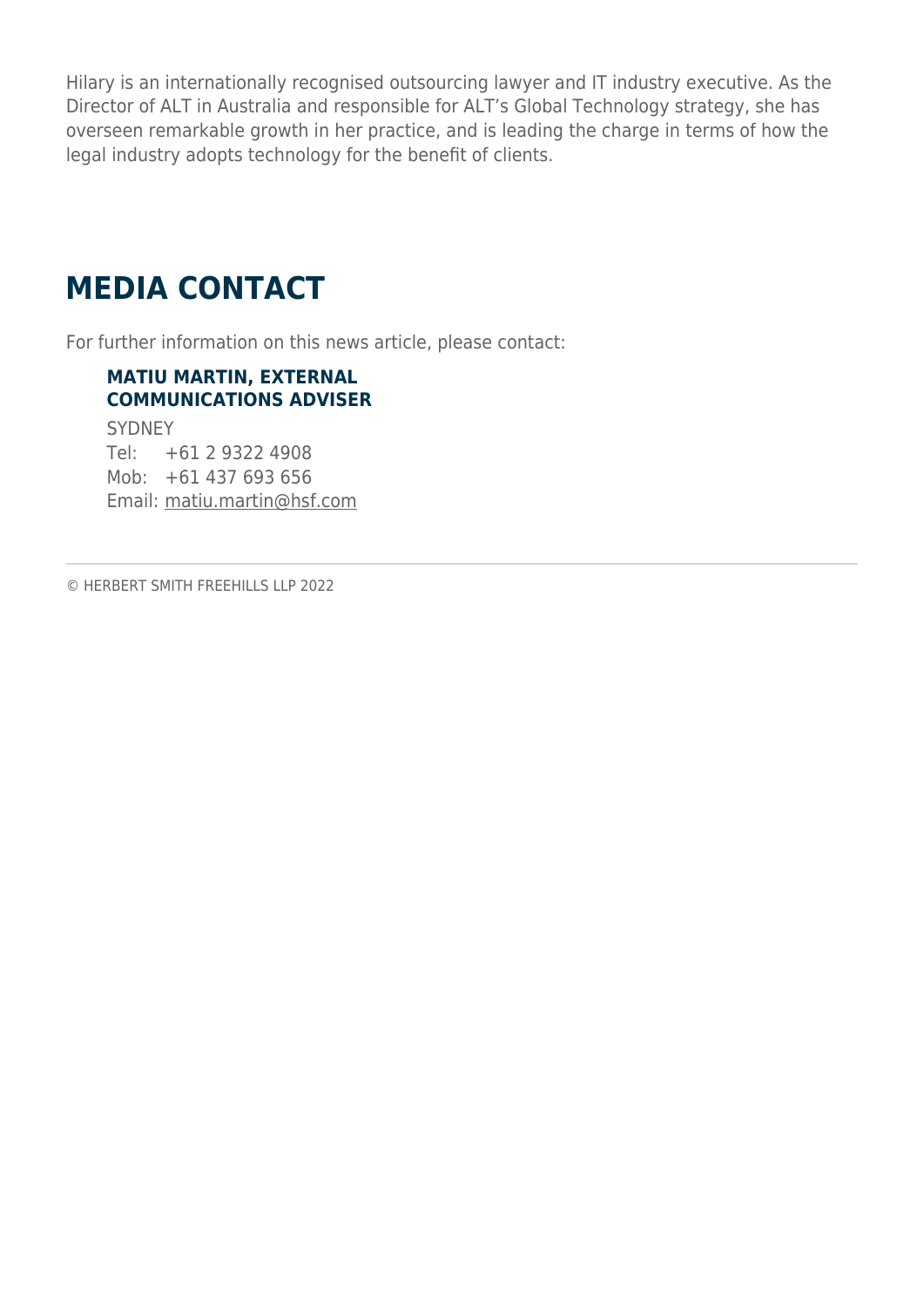Hilary is an internationally recognised outsourcing lawyer and IT industry executive. As the Director of ALT in Australia and responsible for ALT's Global Technology strategy, she has overseen remarkable growth in her practice, and is leading the charge in terms of how the legal industry adopts technology for the benefit of clients.

## MEDIA CONTACT

For further information on this news article, please contact:

**MATIU MARTIN, EXTERNAL COMMUNICATIONS ADVISER**

SYDNEY
Tel: +61 2 9322 4908
Mob: +61 437 693 656
Email: matiu.martin@hsf.com

© HERBERT SMITH FREEHILLS LLP 2022